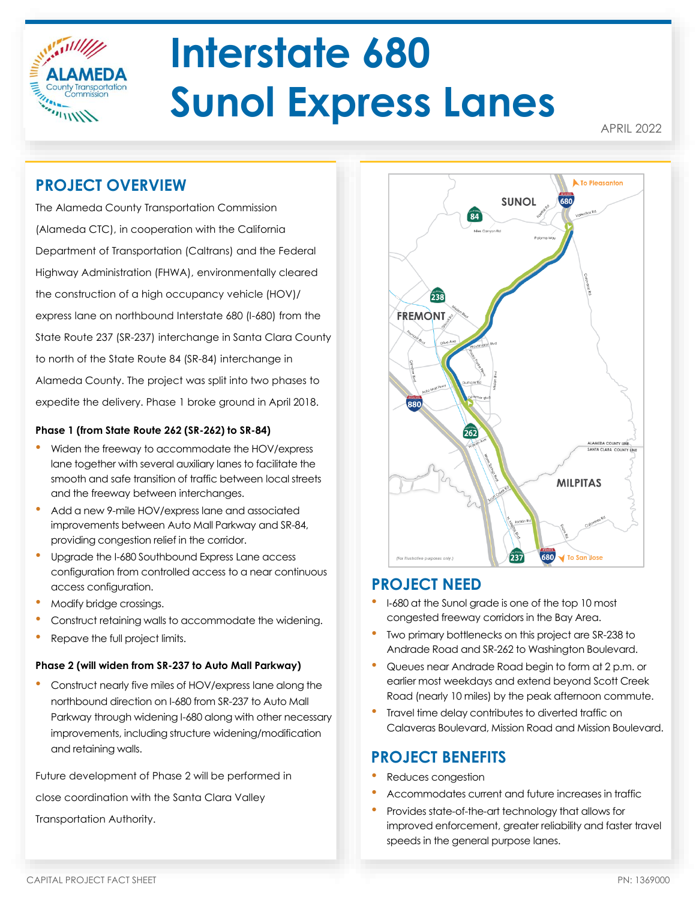# Interstate 680 Sunol Express Lanes

APRIL 2022

## PROJECT OVERVIEW

The Alameda County Transportation Commission (Alameda CTC), in cooperation with the California Department of Transportation (Caltrans) and the Federal Highway Administration (FHWA), environmentally cleared the construction of a high occupancy vehicle (HOV)/ express lane on northbound Interstate 680 (I-680) from the State Route 237 (SR-237) interchange in Santa Clara County to north of the State Route 84 (SR-84) interchange in Alameda County. The project was split into two phases to expedite the delivery. Phase 1 broke ground in April 2018.

### Phase 1 (from State Route 262 (SR-262) to SR-84)

- Widen the freeway to accommodate the HOV/express lane together with several auxiliary lanes to facilitate the smooth and safe transition of traffic between local streets and the freeway between interchanges.
- Add a new 9-mile HOV/express lane and associated improvements between Auto Mall Parkway and SR-84, providing congestion relief in the corridor.
- Upgrade the I-680 Southbound Express Lane access configuration from controlled access to a near continuous access configuration.
- Modify bridge crossings.
- Construct retaining walls to accommodate the widening.
- Repave the full project limits.

### Phase 2 (will widen from SR-237 to Auto Mall Parkway)

- Construct nearly five miles of HOV/express lane along the northbound direction on I-680 from SR-237 to Auto Mall Parkway through widening I-680 along with other necessary improvements, including structure widening/modification and retaining walls.

Future development of Phase 2 will be performed in close coordination with the Santa Clara Valley Transportation Authority.

## PROJECT NEED

- I-680 at the Sunol grade is one of the top 10 most congested freeway corridors in the Bay Area.
- Two primary bottlenecks on this project are SR-238 to Andrade Road and SR-262 to Washington Boulevard.
- Queues near Andrade Road begin to form at 2 p.m. or earlier most weekdays and extend beyond Scott Creek Road (nearly 10 miles) by the peak afternoon commute.
- Travel time delay contributes to diverted traffic on Calaveras Boulevard, Mission Road and Mission Boulevard.

## PROJECT BENEFITS

- Reduces congestion
- Accommodates current and future increases in traffic
- Provides state-of-the-art technology that allows for improved enforcement, greater reliability and faster travel speeds in the general purpose lanes.

CAPITAL PROJECT FACT SHEET

PN: 1369000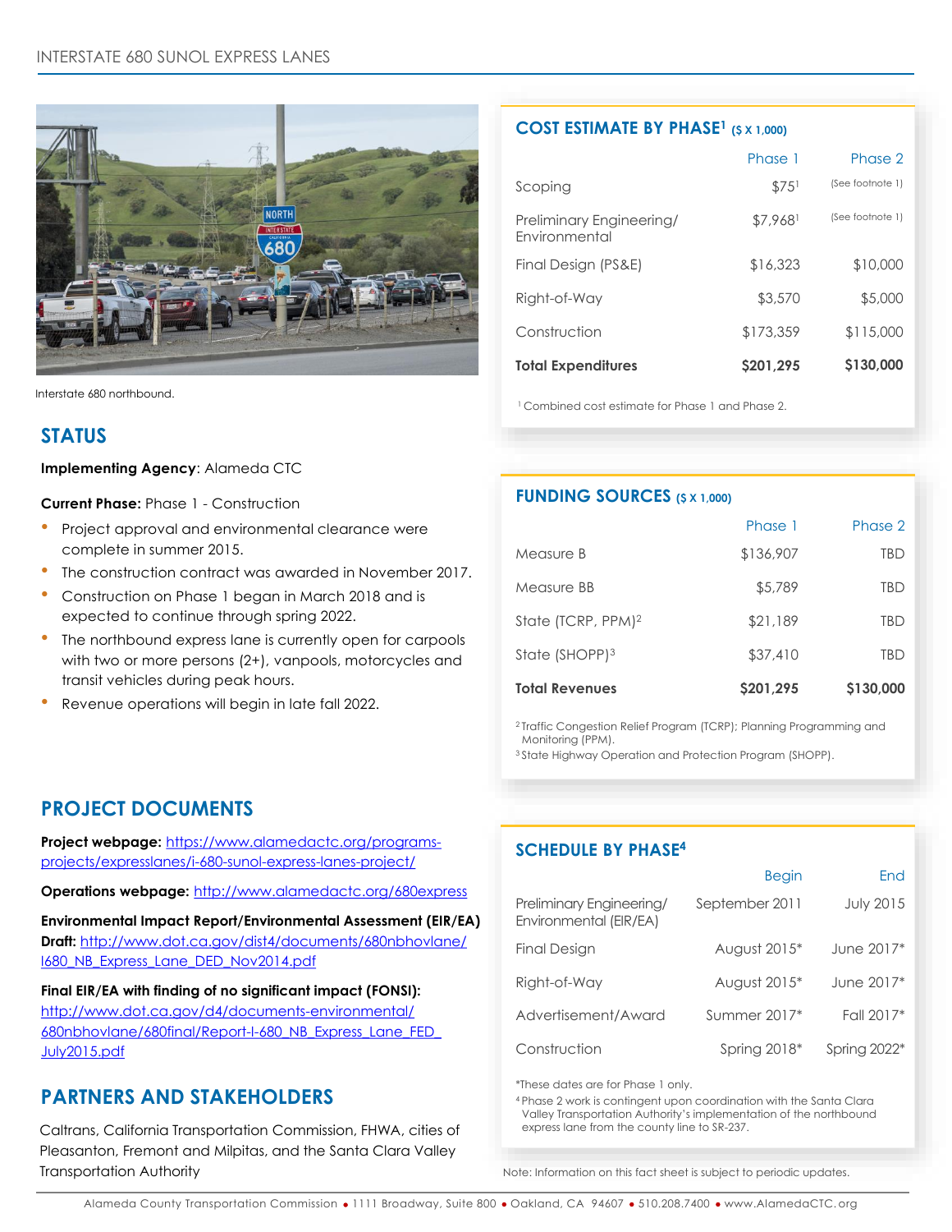Interstate 680 northbound.

## STATUS

**Implementing Agency**: Alameda CTC

**Current Phase:** Phase 1 - Construction

- Project approval and environmental clearance were complete in summer 2015.
- The construction contract was awarded in November 2017.
- Construction on Phase 1 began in March 2018 and is expected to continue through spring 2022.
- The northbound express lane is currently open for carpools with two or more persons (2+), vanpools, motorcycles and transit vehicles during peak hours.
- Revenue operations will begin in late fall 2022.

## PROJECT DOCUMENTS

**Project webpage:** https://www.alamedactc.org/programs-projects/expresslanes/i-680-sunol-express-lanes-project/

**Operations webpage:** http://www.alamedactc.org/680express

**Environmental Impact Report/Environmental Assessment (EIR/EA) Draft:** http://www.dot.ca.gov/dist4/documents/680nbhovlane/I680_NB_Express_Lane_DED_Nov2014.pdf

**Final EIR/EA with finding of no significant impact (FONSI):** http://www.dot.ca.gov/d4/documents-environmental/680nbhovlane/680final/Report-I-680_NB_Express_Lane_FED_July2015.pdf

## PARTNERS AND STAKEHOLDERS

Caltrans, California Transportation Commission, FHWA, cities of Pleasanton, Fremont and Milpitas, and the Santa Clara Valley Transportation Authority

## COST ESTIMATE BY PHASE[1] ($ x 1,000)

| | Phase 1 | Phase 2 |
|---|---|---|
| Scoping | $75[1] | (See footnote 1) |
| Preliminary Engineering/ Environmental | $7,968[1] | (See footnote 1) |
| Final Design (PS&E) | $16,323 | $10,000 |
| Right-of-Way | $3,570 | $5,000 |
| Construction | $173,359 | $115,000 |
| **Total Expenditures** | **$201,295** | **$130,000** |

[1] Combined cost estimate for Phase 1 and Phase 2.

## FUNDING SOURCES ($ x 1,000)

| | Phase 1 | Phase 2 |
|---|---|---|
| Measure B | $136,907 | TBD |
| Measure BB | $5,789 | TBD |
| State (TCRP, PPM)[2] | $21,189 | TBD |
| State (SHOPP)[3] | $37,410 | TBD |
| **Total Revenues** | **$201,295** | **$130,000** |

[2] Traffic Congestion Relief Program (TCRP); Planning Programming and Monitoring (PPM).
[3] State Highway Operation and Protection Program (SHOPP).

## SCHEDULE BY PHASE[4]

| | Begin | End |
|---|---|---|
| Preliminary Engineering/ Environmental (EIR/EA) | September 2011 | July 2015 |
| Final Design | August 2015* | June 2017* |
| Right-of-Way | August 2015* | June 2017* |
| Advertisement/Award | Summer 2017* | Fall 2017* |
| Construction | Spring 2018* | Spring 2022* |

*These dates are for Phase 1 only.

[4] Phase 2 work is contingent upon coordination with the Santa Clara Valley Transportation Authority's implementation of the northbound express lane from the county line to SR-237.

Note: Information on this fact sheet is subject to periodic updates.